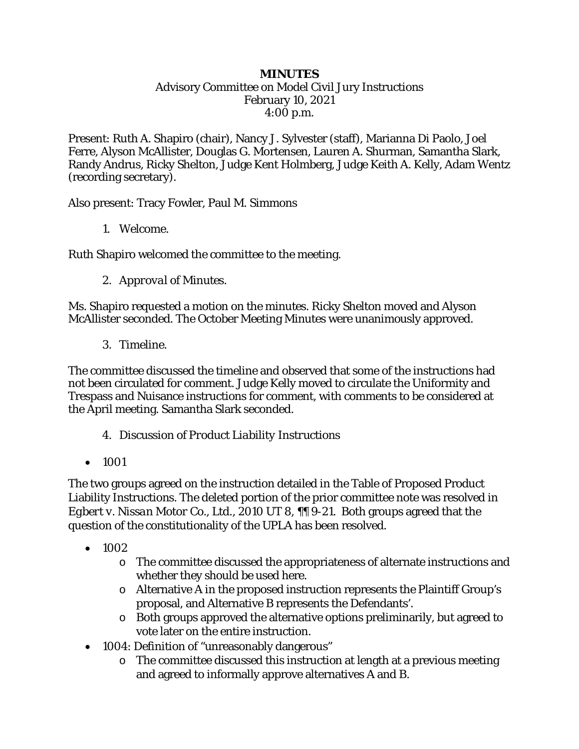# MINUTES

Advisory Committee on Model Civil Jury Instructions
February 10, 2021
4:00 p.m.

Present: Ruth A. Shapiro (chair), Nancy J. Sylvester (staff), Marianna Di Paolo, Joel Ferre, Alyson McAllister, Douglas G. Mortensen, Lauren A. Shurman, Samantha Slark, Randy Andrus, Ricky Shelton, Judge Kent Holmberg, Judge Keith A. Kelly, Adam Wentz (recording secretary).

Also present: Tracy Fowler, Paul M. Simmons

1. Welcome.

Ruth Shapiro welcomed the committee to the meeting.

2. *Approval of Minutes.*

Ms. Shapiro requested a motion on the minutes. Ricky Shelton moved and Alyson McAllister seconded. The October Meeting Minutes were unanimously approved.

3. Timeline.

The committee discussed the timeline and observed that some of the instructions had not been circulated for comment. Judge Kelly moved to circulate the Uniformity and Trespass and Nuisance instructions for comment, with comments to be considered at the April meeting. Samantha Slark seconded.

4. *Discussion of Product Liability Instructions*

- 1001

The two groups agreed on the instruction detailed in the Table of Proposed Product Liability Instructions. The deleted portion of the prior committee note was resolved in *Egbert v. Nissan Motor Co., Ltd.*, 2010 UT 8, ¶¶ 9-21. Both groups agreed that the question of the constitutionality of the UPLA has been resolved.

- 1002
  - The committee discussed the appropriateness of alternate instructions and whether they should be used here.
  - Alternative A in the proposed instruction represents the Plaintiff Group's proposal, and Alternative B represents the Defendants'.
  - Both groups approved the alternative options preliminarily, but agreed to vote later on the entire instruction.
- 1004: Definition of "unreasonably dangerous"
  - The committee discussed this instruction at length at a previous meeting and agreed to informally approve alternatives A and B.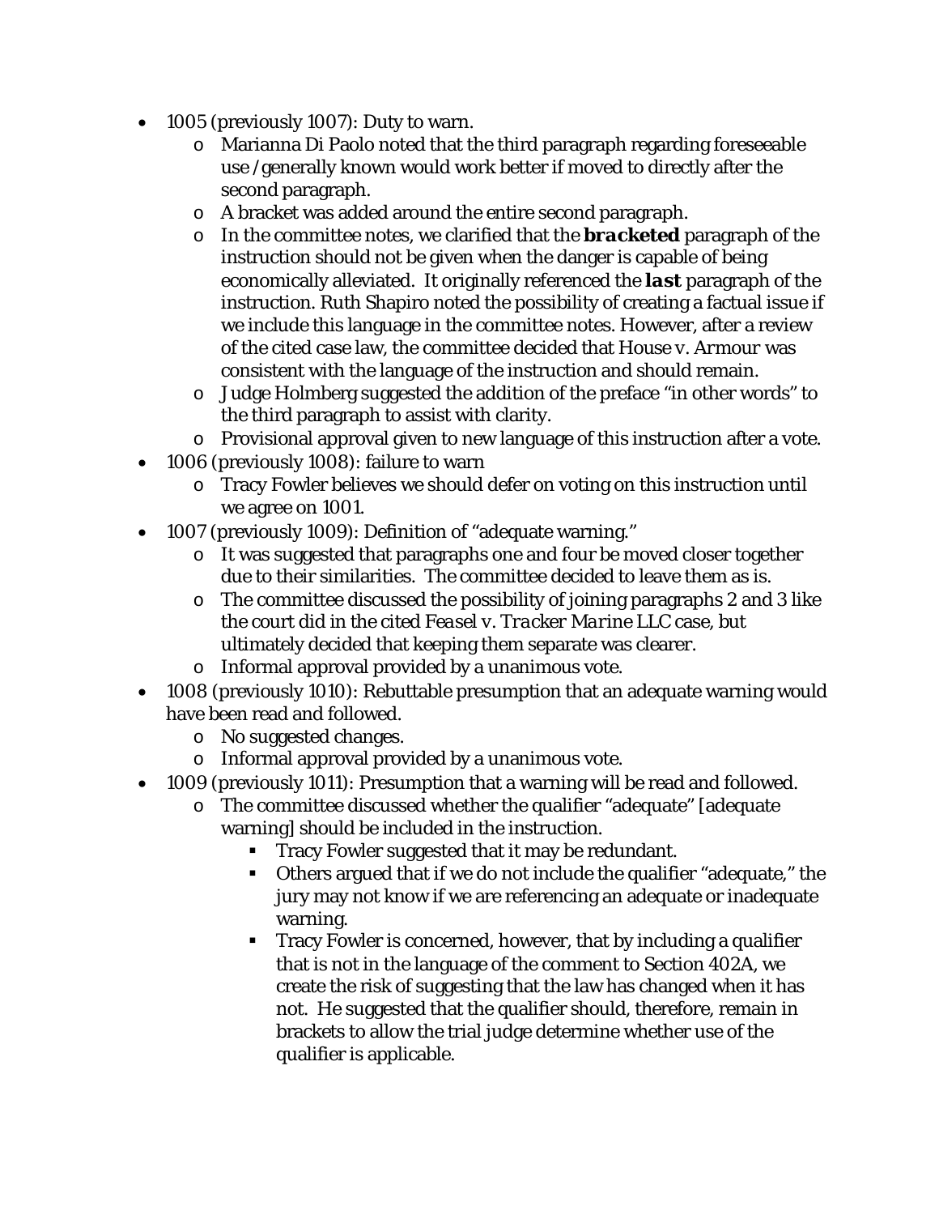- 1005 (previously 1007): Duty to warn.
  - Marianna Di Paolo noted that the third paragraph regarding foreseeable use /generally known would work better if moved to directly after the second paragraph.
  - A bracket was added around the entire second paragraph.
  - In the committee notes, we clarified that the ***bracketed*** paragraph of the instruction should not be given when the danger is capable of being economically alleviated. It originally referenced the ***last*** paragraph of the instruction. Ruth Shapiro noted the possibility of creating a factual issue if we include this language in the committee notes. However, after a review of the cited case law, the committee decided that *House v. Armour* was consistent with the language of the instruction and should remain.
  - Judge Holmberg suggested the addition of the preface "in other words" to the third paragraph to assist with clarity.
  - Provisional approval given to new language of this instruction after a vote.
- 1006 (previously 1008): failure to warn
  - Tracy Fowler believes we should defer on voting on this instruction until we agree on 1001.
- 1007 (previously 1009): Definition of "adequate warning."
  - It was suggested that paragraphs one and four be moved closer together due to their similarities. The committee decided to leave them as is.
  - The committee discussed the possibility of joining paragraphs 2 and 3 like the court did in the cited *Feasel v. Tracker Marine LLC* case, but ultimately decided that keeping them separate was clearer.
  - Informal approval provided by a unanimous vote.
- 1008 (previously 1010): Rebuttable presumption that an adequate warning would have been read and followed.
  - No suggested changes.
  - Informal approval provided by a unanimous vote.
- 1009 (previously 1011): Presumption that a warning will be read and followed.
  - The committee discussed whether the qualifier "adequate" [adequate warning] should be included in the instruction.
    - Tracy Fowler suggested that it may be redundant.
    - Others argued that if we do not include the qualifier "adequate," the jury may not know if we are referencing an adequate or inadequate warning.
    - Tracy Fowler is concerned, however, that by including a qualifier that is not in the language of the comment to Section 402A, we create the risk of suggesting that the law has changed when it has not. He suggested that the qualifier should, therefore, remain in brackets to allow the trial judge determine whether use of the qualifier is applicable.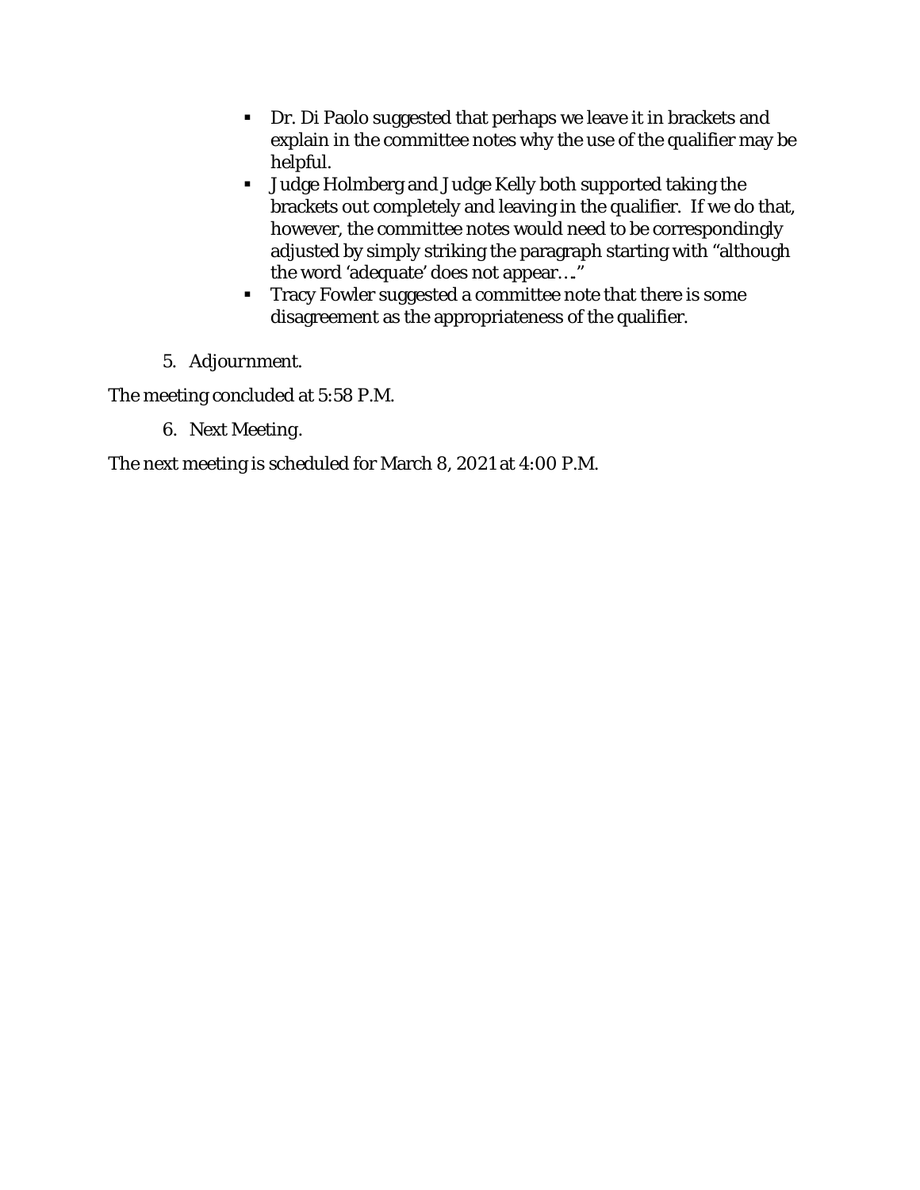- Dr. Di Paolo suggested that perhaps we leave it in brackets and explain in the committee notes why the use of the qualifier may be helpful.
- Judge Holmberg and Judge Kelly both supported taking the brackets out completely and leaving in the qualifier. If we do that, however, the committee notes would need to be correspondingly adjusted by simply striking the paragraph starting with "although the word 'adequate' does not appear…."
- Tracy Fowler suggested a committee note that there is some disagreement as the appropriateness of the qualifier.

5. Adjournment.

The meeting concluded at 5:58 P.M.

6. Next Meeting.

The next meeting is scheduled for March 8, 2021 at 4:00 P.M.